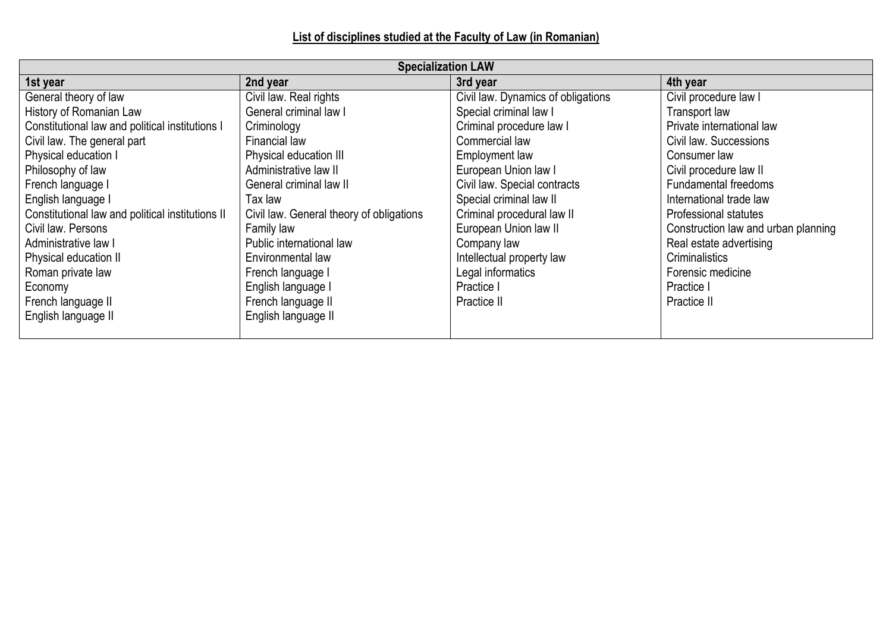**List of disciplines studied at the Faculty of Law (in Romanian)**

| Specialization LAW | | | |
|---|---|---|---|
| **1st year** | **2nd year** | **3rd year** | **4th year** |
| General theory of law | Civil law. Real rights | Civil law. Dynamics of obligations | Civil procedure law I |
| History of Romanian Law | General criminal law I | Special criminal law I | Transport law |
| Constitutional law and political institutions I | Criminology | Criminal procedure law I | Private international law |
| Civil law. The general part | Financial law | Commercial law | Civil law. Successions |
| Physical education I | Physical education III | Employment law | Consumer law |
| Philosophy of law | Administrative law II | European Union law I | Civil procedure law II |
| French language I | General criminal law II | Civil law. Special contracts | Fundamental freedoms |
| English language I | Tax law | Special criminal law II | International trade law |
| Constitutional law and political institutions II | Civil law. General theory of obligations | Criminal procedural law II | Professional statutes |
| Civil law. Persons | Family law | European Union law II | Construction law and urban planning |
| Administrative law I | Public international law | Company law | Real estate advertising |
| Physical education II | Environmental law | Intellectual property law | Criminalistics |
| Roman private law | French language I | Legal informatics | Forensic medicine |
| Economy | English language I | Practice I | Practice I |
| French language II | French language II | Practice II | Practice II |
| English language II | English language II | | |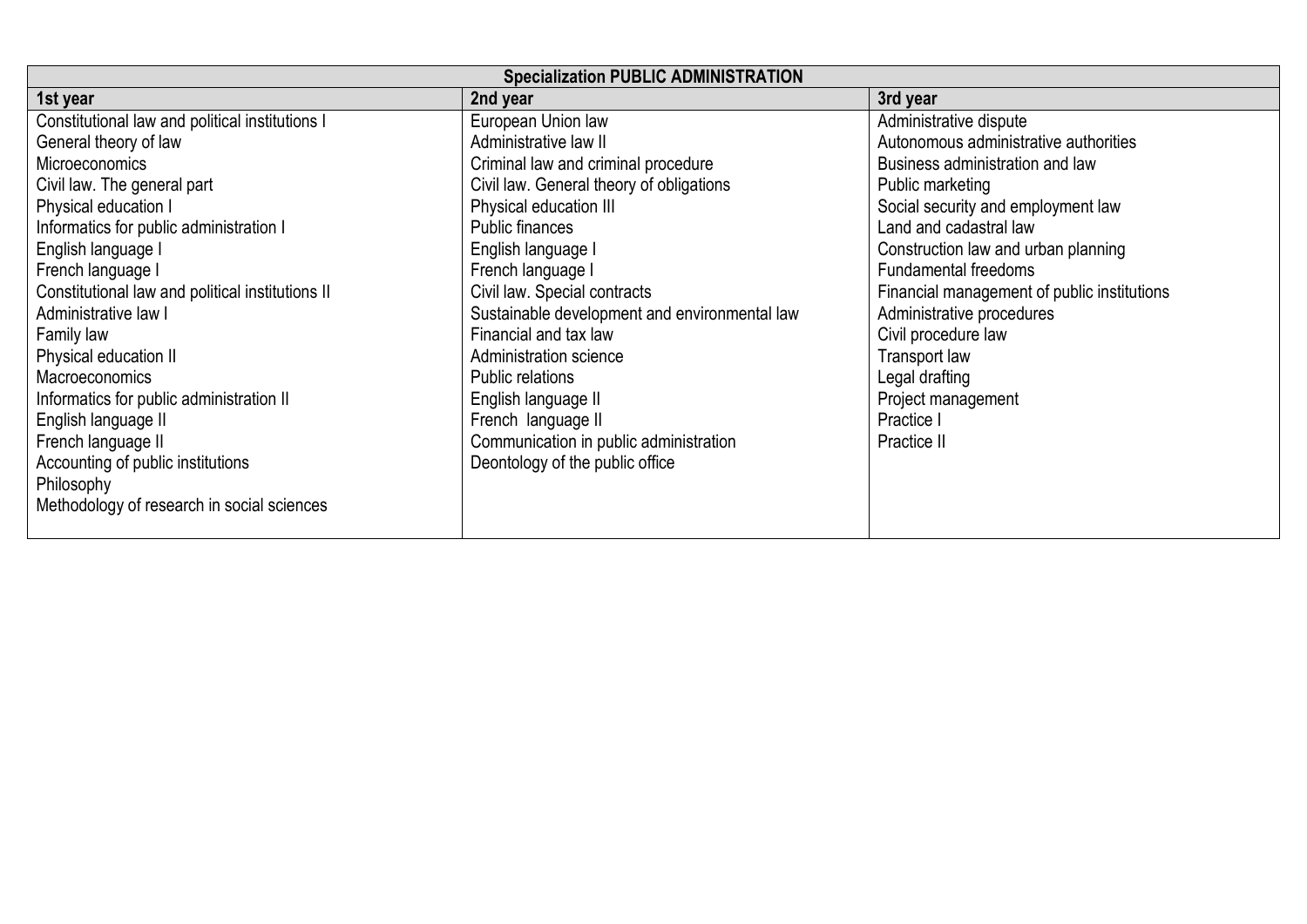| Specialization PUBLIC ADMINISTRATION | | |
|---|---|---|
| **1st year** | **2nd year** | **3rd year** |
| Constitutional law and political institutions I | European Union law | Administrative dispute |
| General theory of law | Administrative law II | Autonomous administrative authorities |
| Microeconomics | Criminal law and criminal procedure | Business administration and law |
| Civil law. The general part | Civil law. General theory of obligations | Public marketing |
| Physical education I | Physical education III | Social security and employment law |
| Informatics for public administration I | Public finances | Land and cadastral law |
| English language I | English language I | Construction law and urban planning |
| French language I | French language I | Fundamental freedoms |
| Constitutional law and political institutions II | Civil law. Special contracts | Financial management of public institutions |
| Administrative law I | Sustainable development and environmental law | Administrative procedures |
| Family law | Financial and tax law | Civil procedure law |
| Physical education II | Administration science | Transport law |
| Macroeconomics | Public relations | Legal drafting |
| Informatics for public administration II | English language II | Project management |
| English language II | French language II | Practice I |
| French language II | Communication in public administration | Practice II |
| Accounting of public institutions | Deontology of the public office | |
| Philosophy | | |
| Methodology of research in social sciences | | |